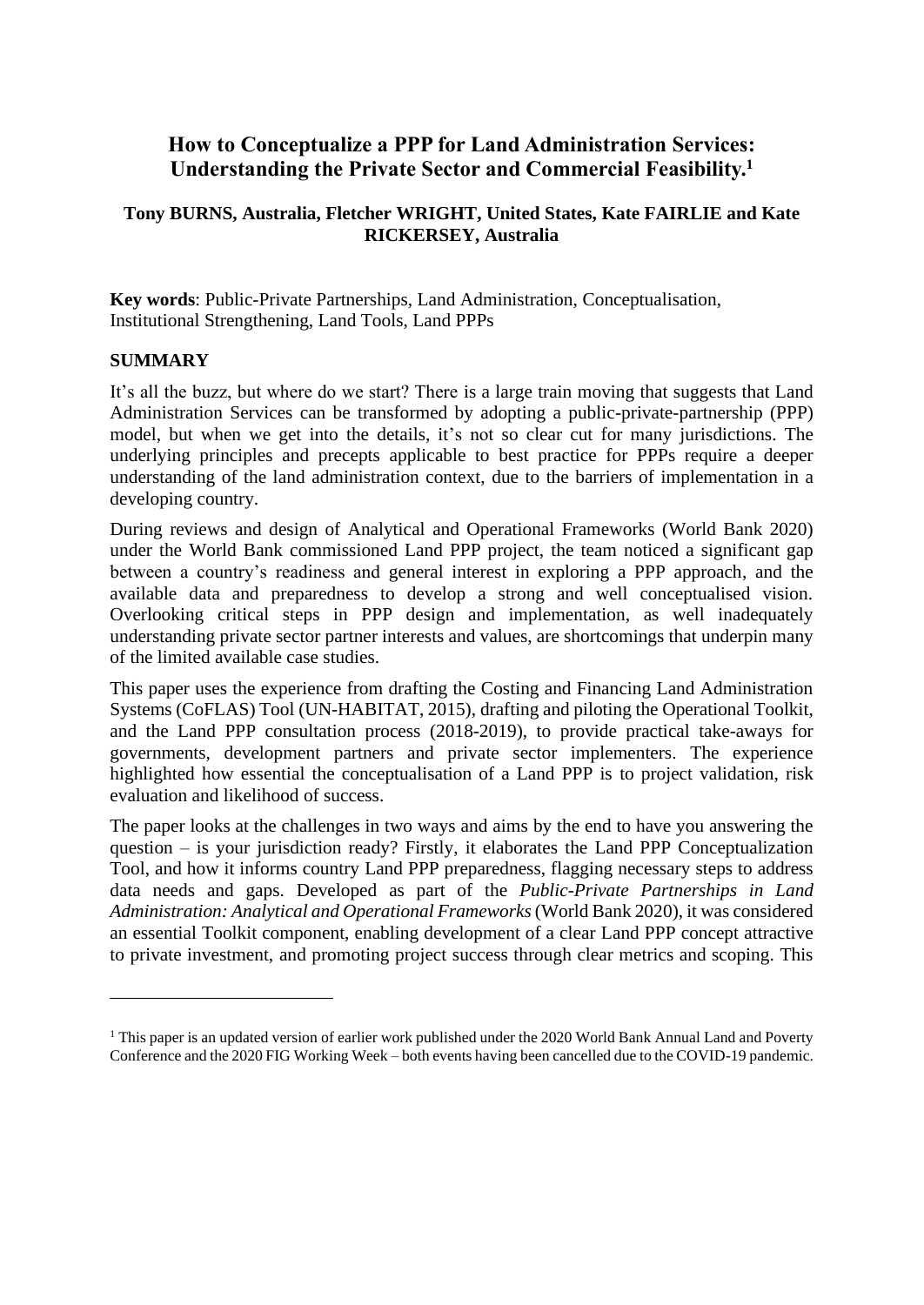# How to Conceptualize a PPP for Land Administration Services: Understanding the Private Sector and Commercial Feasibility.[1]

**Tony BURNS, Australia, Fletcher WRIGHT, United States, Kate FAIRLIE and Kate RICKERSEY, Australia**

**Key words**: Public-Private Partnerships, Land Administration, Conceptualisation, Institutional Strengthening, Land Tools, Land PPPs

## SUMMARY

It's all the buzz, but where do we start? There is a large train moving that suggests that Land Administration Services can be transformed by adopting a public-private-partnership (PPP) model, but when we get into the details, it's not so clear cut for many jurisdictions. The underlying principles and precepts applicable to best practice for PPPs require a deeper understanding of the land administration context, due to the barriers of implementation in a developing country.

During reviews and design of Analytical and Operational Frameworks (World Bank 2020) under the World Bank commissioned Land PPP project, the team noticed a significant gap between a country's readiness and general interest in exploring a PPP approach, and the available data and preparedness to develop a strong and well conceptualised vision. Overlooking critical steps in PPP design and implementation, as well as inadequately understanding private sector partner interests and values, are shortcomings that underpin many of the limited available case studies.

This paper uses the experience from drafting the Costing and Financing Land Administration Systems (CoFLAS) Tool (UN-HABITAT, 2015), drafting and piloting the Operational Toolkit, and the Land PPP consultation process (2018-2019), to provide practical take-aways for governments, development partners and private sector implementers. The experience highlighted how essential the conceptualisation of a Land PPP is to project validation, risk evaluation and likelihood of success.

The paper looks at the challenges in two ways and aims by the end to have you answering the question – is your jurisdiction ready? Firstly, it elaborates the Land PPP Conceptualization Tool, and how it informs country Land PPP preparedness, flagging necessary steps to address data needs and gaps. Developed as part of the *Public-Private Partnerships in Land Administration: Analytical and Operational Frameworks* (World Bank 2020), it was considered an essential Toolkit component, enabling development of a clear Land PPP concept attractive to private investment, and promoting project success through clear metrics and scoping. This

[1] This paper is an updated version of earlier work published under the 2020 World Bank Annual Land and Poverty Conference and the 2020 FIG Working Week – both events having been cancelled due to the COVID-19 pandemic.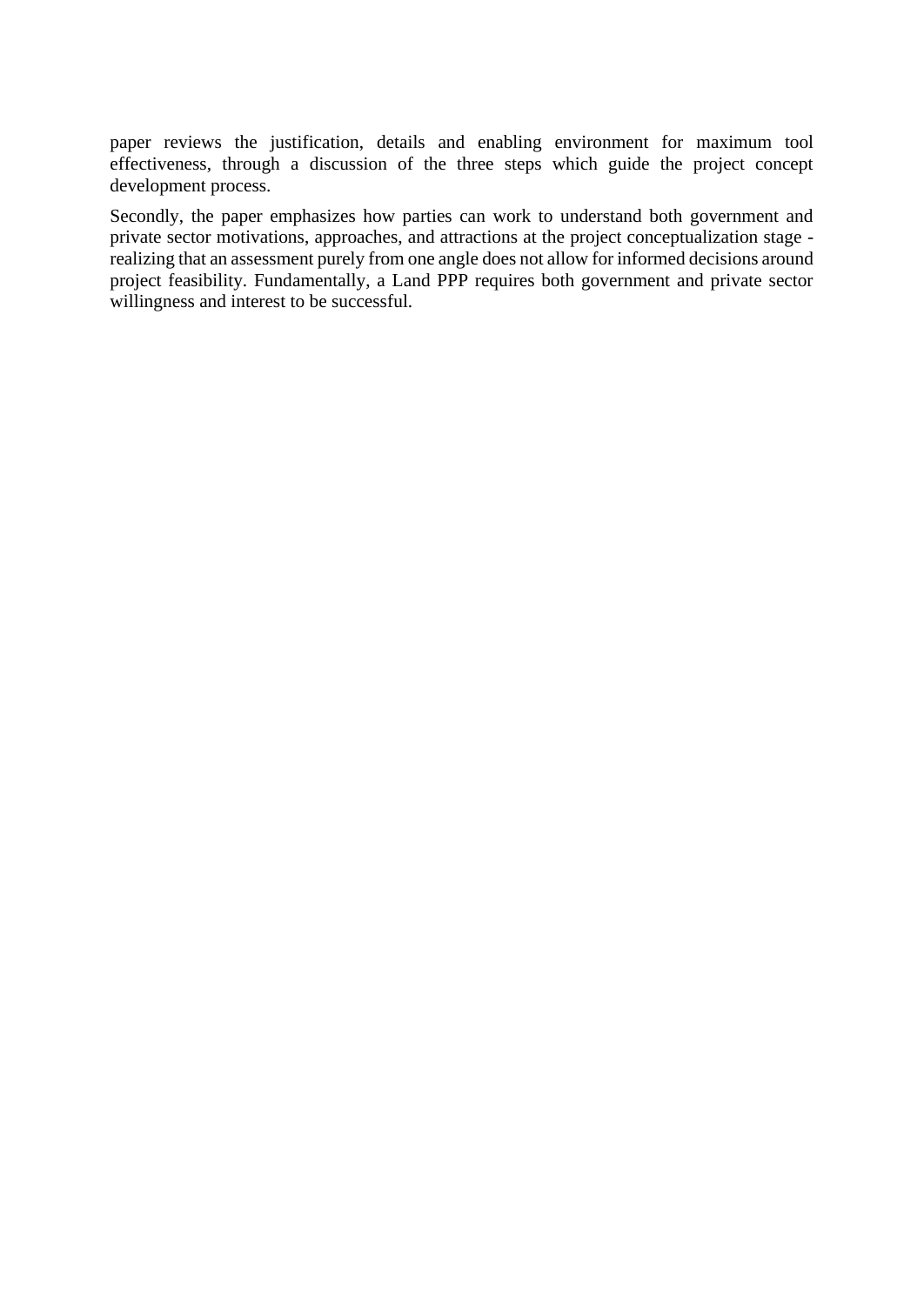paper reviews the justification, details and enabling environment for maximum tool effectiveness, through a discussion of the three steps which guide the project concept development process.

Secondly, the paper emphasizes how parties can work to understand both government and private sector motivations, approaches, and attractions at the project conceptualization stage - realizing that an assessment purely from one angle does not allow for informed decisions around project feasibility. Fundamentally, a Land PPP requires both government and private sector willingness and interest to be successful.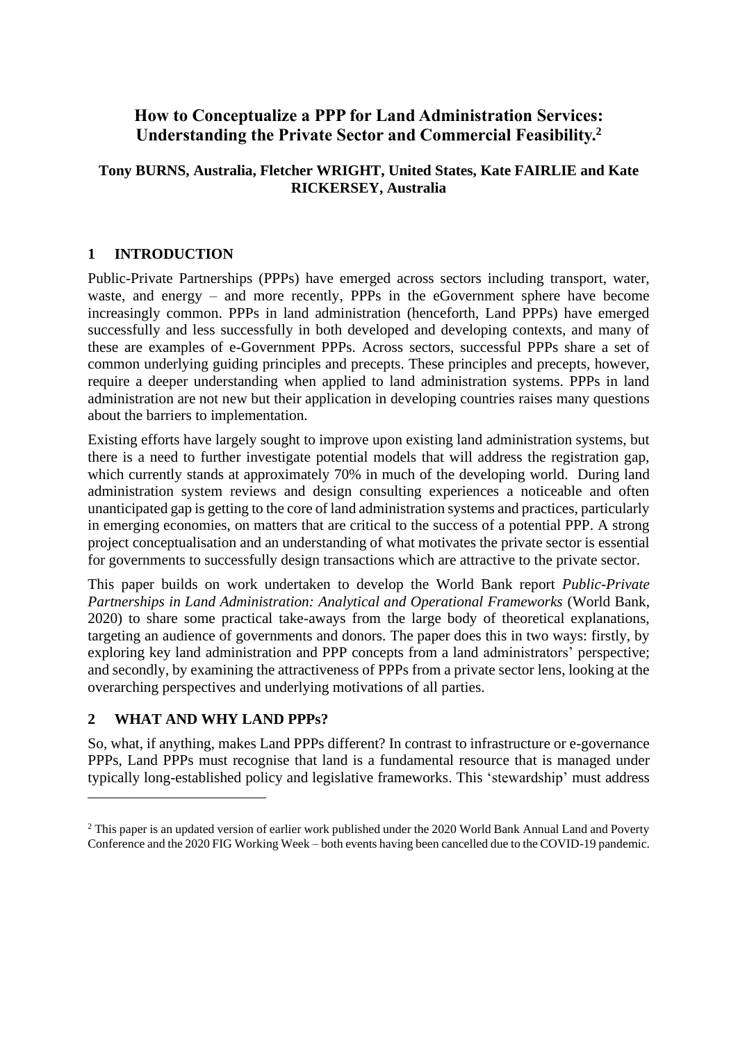# How to Conceptualize a PPP for Land Administration Services: Understanding the Private Sector and Commercial Feasibility.[2]

**Tony BURNS, Australia, Fletcher WRIGHT, United States, Kate FAIRLIE and Kate RICKERSEY, Australia**

## 1 INTRODUCTION

Public-Private Partnerships (PPPs) have emerged across sectors including transport, water, waste, and energy – and more recently, PPPs in the eGovernment sphere have become increasingly common. PPPs in land administration (henceforth, Land PPPs) have emerged successfully and less successfully in both developed and developing contexts, and many of these are examples of e-Government PPPs. Across sectors, successful PPPs share a set of common underlying guiding principles and precepts. These principles and precepts, however, require a deeper understanding when applied to land administration systems. PPPs in land administration are not new but their application in developing countries raises many questions about the barriers to implementation.

Existing efforts have largely sought to improve upon existing land administration systems, but there is a need to further investigate potential models that will address the registration gap, which currently stands at approximately 70% in much of the developing world. During land administration system reviews and design consulting experiences a noticeable and often unanticipated gap is getting to the core of land administration systems and practices, particularly in emerging economies, on matters that are critical to the success of a potential PPP. A strong project conceptualisation and an understanding of what motivates the private sector is essential for governments to successfully design transactions which are attractive to the private sector.

This paper builds on work undertaken to develop the World Bank report *Public-Private Partnerships in Land Administration: Analytical and Operational Frameworks* (World Bank, 2020) to share some practical take-aways from the large body of theoretical explanations, targeting an audience of governments and donors. The paper does this in two ways: firstly, by exploring key land administration and PPP concepts from a land administrators' perspective; and secondly, by examining the attractiveness of PPPs from a private sector lens, looking at the overarching perspectives and underlying motivations of all parties.

## 2 WHAT AND WHY LAND PPPs?

So, what, if anything, makes Land PPPs different? In contrast to infrastructure or e-governance PPPs, Land PPPs must recognise that land is a fundamental resource that is managed under typically long-established policy and legislative frameworks. This 'stewardship' must address

[2] This paper is an updated version of earlier work published under the 2020 World Bank Annual Land and Poverty Conference and the 2020 FIG Working Week – both events having been cancelled due to the COVID-19 pandemic.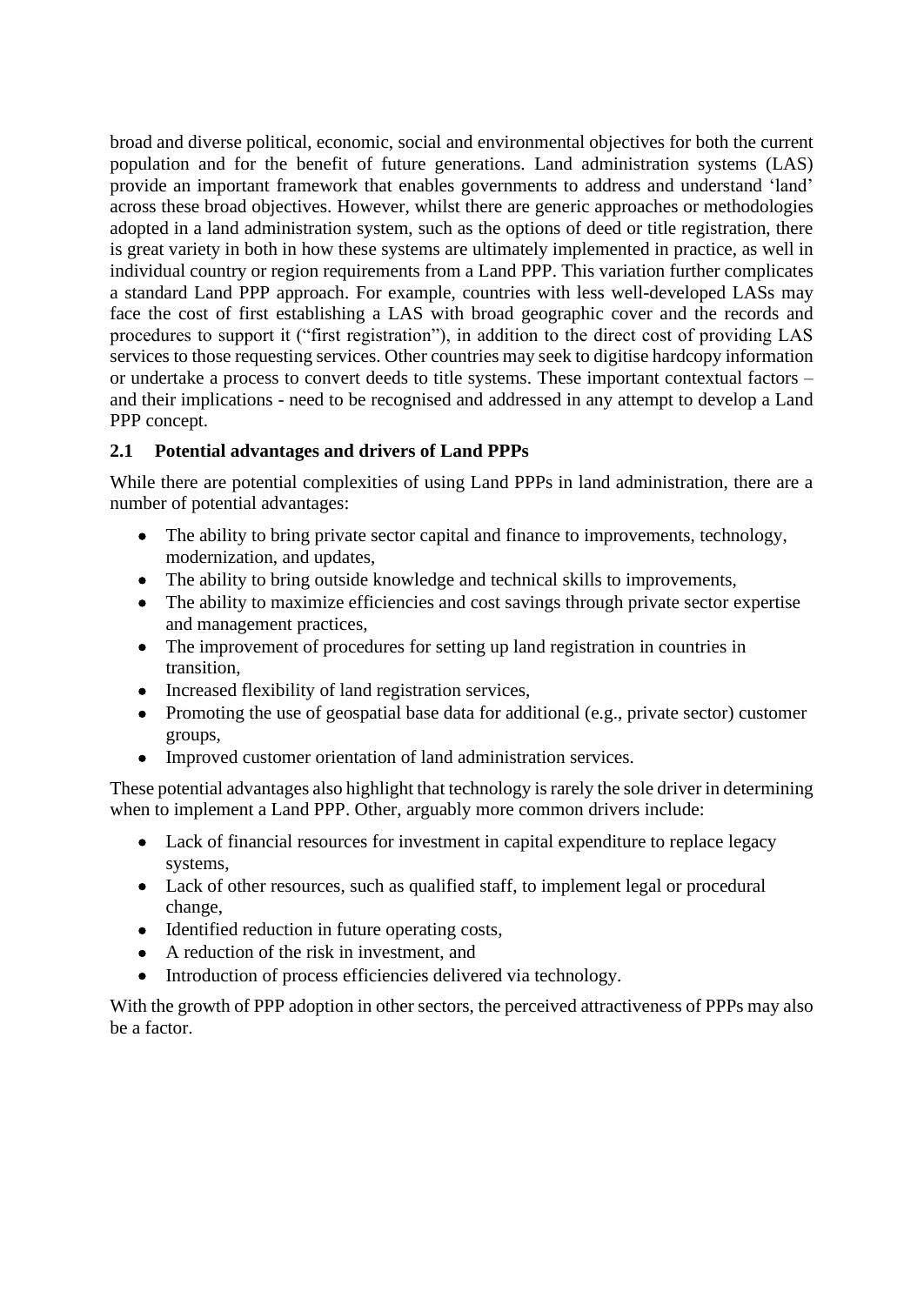broad and diverse political, economic, social and environmental objectives for both the current population and for the benefit of future generations. Land administration systems (LAS) provide an important framework that enables governments to address and understand 'land' across these broad objectives. However, whilst there are generic approaches or methodologies adopted in a land administration system, such as the options of deed or title registration, there is great variety in both in how these systems are ultimately implemented in practice, as well in individual country or region requirements from a Land PPP. This variation further complicates a standard Land PPP approach. For example, countries with less well-developed LASs may face the cost of first establishing a LAS with broad geographic cover and the records and procedures to support it ("first registration"), in addition to the direct cost of providing LAS services to those requesting services. Other countries may seek to digitise hardcopy information or undertake a process to convert deeds to title systems. These important contextual factors – and their implications - need to be recognised and addressed in any attempt to develop a Land PPP concept.

## 2.1 Potential advantages and drivers of Land PPPs

While there are potential complexities of using Land PPPs in land administration, there are a number of potential advantages:

- The ability to bring private sector capital and finance to improvements, technology, modernization, and updates,
- The ability to bring outside knowledge and technical skills to improvements,
- The ability to maximize efficiencies and cost savings through private sector expertise and management practices,
- The improvement of procedures for setting up land registration in countries in transition,
- Increased flexibility of land registration services,
- Promoting the use of geospatial base data for additional (e.g., private sector) customer groups,
- Improved customer orientation of land administration services.

These potential advantages also highlight that technology is rarely the sole driver in determining when to implement a Land PPP. Other, arguably more common drivers include:

- Lack of financial resources for investment in capital expenditure to replace legacy systems,
- Lack of other resources, such as qualified staff, to implement legal or procedural change,
- Identified reduction in future operating costs,
- A reduction of the risk in investment, and
- Introduction of process efficiencies delivered via technology.

With the growth of PPP adoption in other sectors, the perceived attractiveness of PPPs may also be a factor.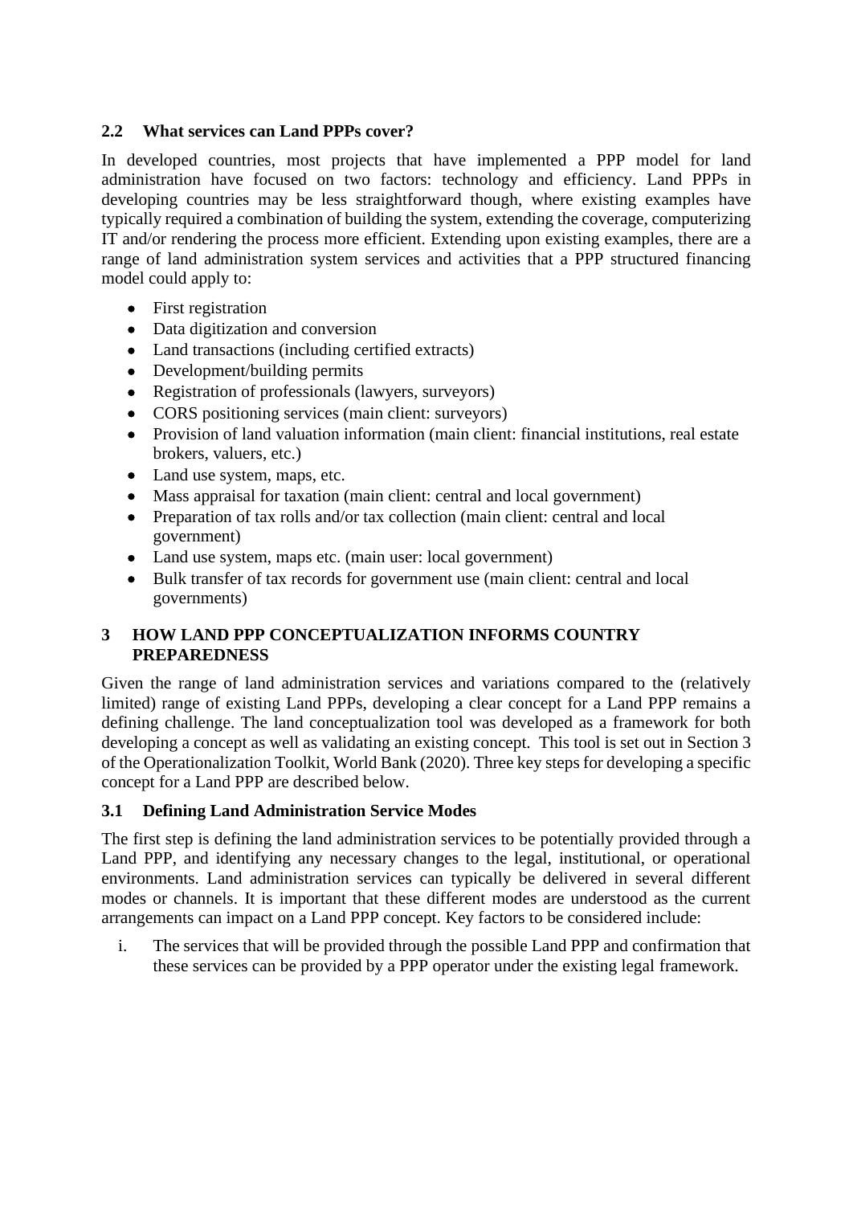### 2.2 What services can Land PPPs cover?

In developed countries, most projects that have implemented a PPP model for land administration have focused on two factors: technology and efficiency. Land PPPs in developing countries may be less straightforward though, where existing examples have typically required a combination of building the system, extending the coverage, computerizing IT and/or rendering the process more efficient. Extending upon existing examples, there are a range of land administration system services and activities that a PPP structured financing model could apply to:

- First registration
- Data digitization and conversion
- Land transactions (including certified extracts)
- Development/building permits
- Registration of professionals (lawyers, surveyors)
- CORS positioning services (main client: surveyors)
- Provision of land valuation information (main client: financial institutions, real estate brokers, valuers, etc.)
- Land use system, maps, etc.
- Mass appraisal for taxation (main client: central and local government)
- Preparation of tax rolls and/or tax collection (main client: central and local government)
- Land use system, maps etc. (main user: local government)
- Bulk transfer of tax records for government use (main client: central and local governments)

## 3 HOW LAND PPP CONCEPTUALIZATION INFORMS COUNTRY PREPAREDNESS

Given the range of land administration services and variations compared to the (relatively limited) range of existing Land PPPs, developing a clear concept for a Land PPP remains a defining challenge. The land conceptualization tool was developed as a framework for both developing a concept as well as validating an existing concept. This tool is set out in Section 3 of the Operationalization Toolkit, World Bank (2020). Three key steps for developing a specific concept for a Land PPP are described below.

### 3.1 Defining Land Administration Service Modes

The first step is defining the land administration services to be potentially provided through a Land PPP, and identifying any necessary changes to the legal, institutional, or operational environments. Land administration services can typically be delivered in several different modes or channels. It is important that these different modes are understood as the current arrangements can impact on a Land PPP concept. Key factors to be considered include:

i. The services that will be provided through the possible Land PPP and confirmation that these services can be provided by a PPP operator under the existing legal framework.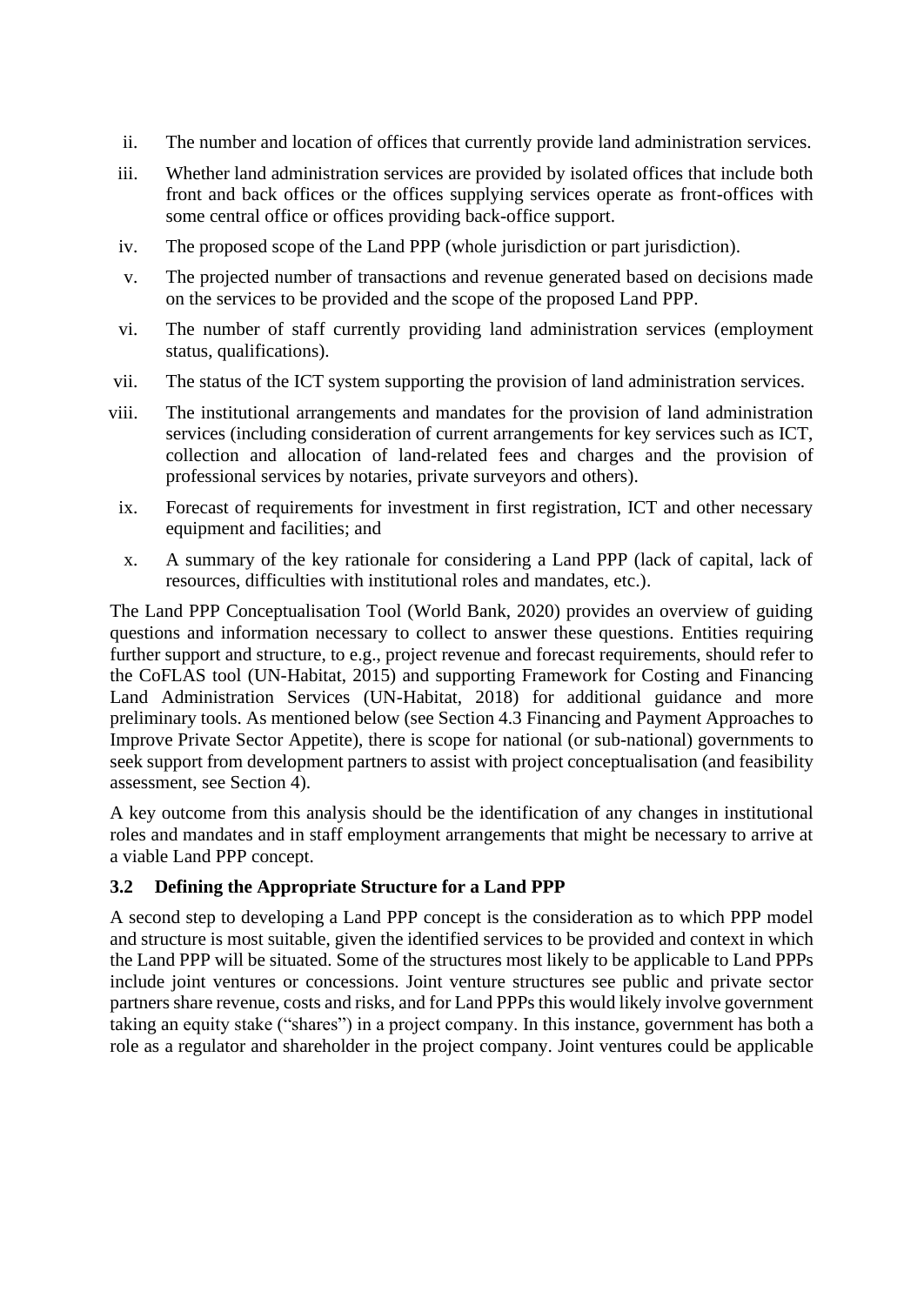ii. The number and location of offices that currently provide land administration services.

iii. Whether land administration services are provided by isolated offices that include both front and back offices or the offices supplying services operate as front-offices with some central office or offices providing back-office support.

iv. The proposed scope of the Land PPP (whole jurisdiction or part jurisdiction).

v. The projected number of transactions and revenue generated based on decisions made on the services to be provided and the scope of the proposed Land PPP.

vi. The number of staff currently providing land administration services (employment status, qualifications).

vii. The status of the ICT system supporting the provision of land administration services.

viii. The institutional arrangements and mandates for the provision of land administration services (including consideration of current arrangements for key services such as ICT, collection and allocation of land-related fees and charges and the provision of professional services by notaries, private surveyors and others).

ix. Forecast of requirements for investment in first registration, ICT and other necessary equipment and facilities; and

x. A summary of the key rationale for considering a Land PPP (lack of capital, lack of resources, difficulties with institutional roles and mandates, etc.).

The Land PPP Conceptualisation Tool (World Bank, 2020) provides an overview of guiding questions and information necessary to collect to answer these questions. Entities requiring further support and structure, to e.g., project revenue and forecast requirements, should refer to the CoFLAS tool (UN-Habitat, 2015) and supporting Framework for Costing and Financing Land Administration Services (UN-Habitat, 2018) for additional guidance and more preliminary tools. As mentioned below (see Section 4.3 Financing and Payment Approaches to Improve Private Sector Appetite), there is scope for national (or sub-national) governments to seek support from development partners to assist with project conceptualisation (and feasibility assessment, see Section 4).

A key outcome from this analysis should be the identification of any changes in institutional roles and mandates and in staff employment arrangements that might be necessary to arrive at a viable Land PPP concept.

### 3.2 Defining the Appropriate Structure for a Land PPP

A second step to developing a Land PPP concept is the consideration as to which PPP model and structure is most suitable, given the identified services to be provided and context in which the Land PPP will be situated. Some of the structures most likely to be applicable to Land PPPs include joint ventures or concessions. Joint venture structures see public and private sector partners share revenue, costs and risks, and for Land PPPs this would likely involve government taking an equity stake ("shares") in a project company. In this instance, government has both a role as a regulator and shareholder in the project company. Joint ventures could be applicable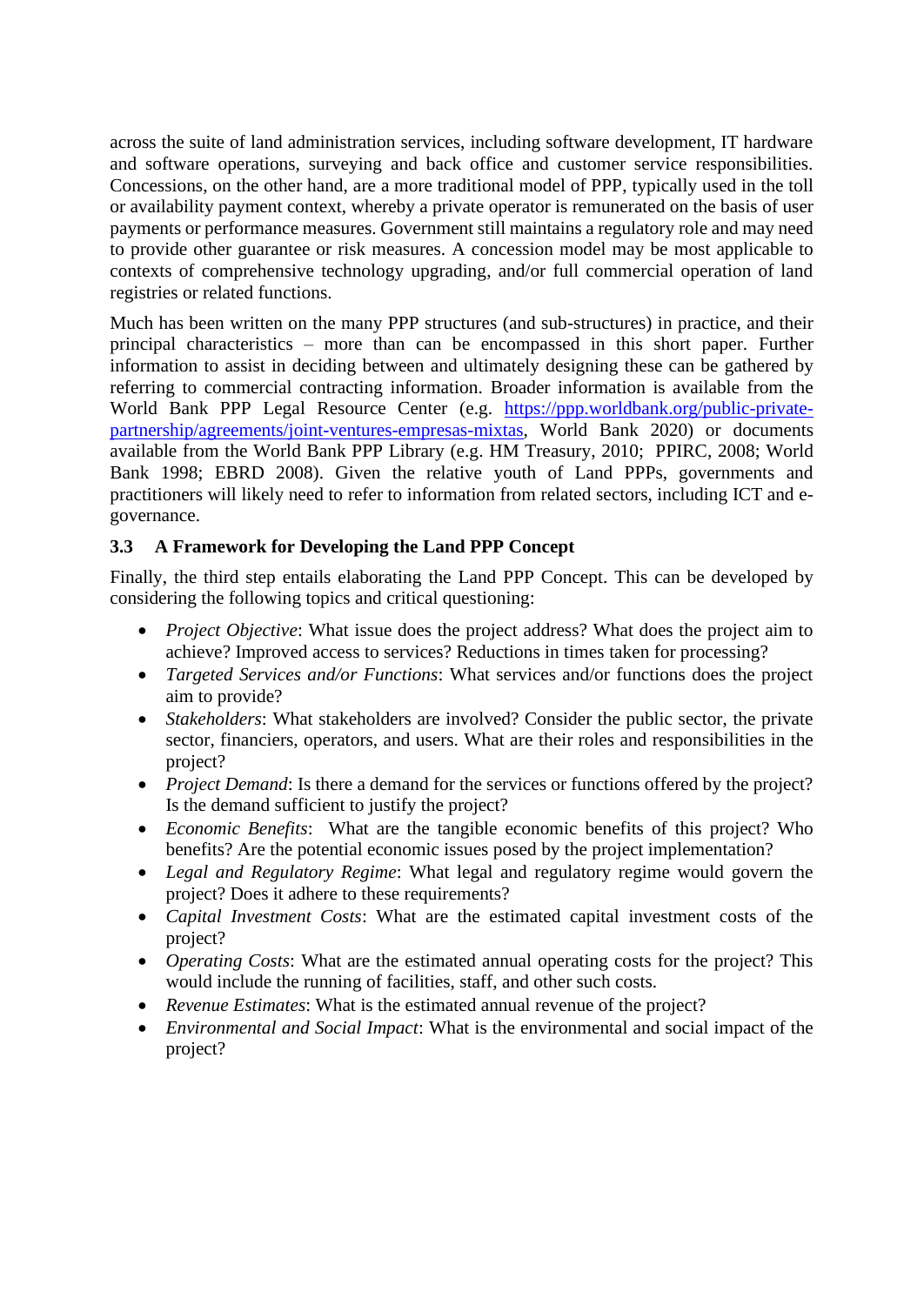across the suite of land administration services, including software development, IT hardware and software operations, surveying and back office and customer service responsibilities. Concessions, on the other hand, are a more traditional model of PPP, typically used in the toll or availability payment context, whereby a private operator is remunerated on the basis of user payments or performance measures. Government still maintains a regulatory role and may need to provide other guarantee or risk measures. A concession model may be most applicable to contexts of comprehensive technology upgrading, and/or full commercial operation of land registries or related functions.

Much has been written on the many PPP structures (and sub-structures) in practice, and their principal characteristics – more than can be encompassed in this short paper. Further information to assist in deciding between and ultimately designing these can be gathered by referring to commercial contracting information. Broader information is available from the World Bank PPP Legal Resource Center (e.g. [https://ppp.worldbank.org/public-private-partnership/agreements/joint-ventures-empresas-mixtas](https://ppp.worldbank.org/public-private-partnership/agreements/joint-ventures-empresas-mixtas), World Bank 2020) or documents available from the World Bank PPP Library (e.g. HM Treasury, 2010; PPIRC, 2008; World Bank 1998; EBRD 2008). Given the relative youth of Land PPPs, governments and practitioners will likely need to refer to information from related sectors, including ICT and e-governance.

### 3.3 A Framework for Developing the Land PPP Concept

Finally, the third step entails elaborating the Land PPP Concept. This can be developed by considering the following topics and critical questioning:

- *Project Objective*: What issue does the project address? What does the project aim to achieve? Improved access to services? Reductions in times taken for processing?
- *Targeted Services and/or Functions*: What services and/or functions does the project aim to provide?
- *Stakeholders*: What stakeholders are involved? Consider the public sector, the private sector, financiers, operators, and users. What are their roles and responsibilities in the project?
- *Project Demand*: Is there a demand for the services or functions offered by the project? Is the demand sufficient to justify the project?
- *Economic Benefits*: What are the tangible economic benefits of this project? Who benefits? Are the potential economic issues posed by the project implementation?
- *Legal and Regulatory Regime*: What legal and regulatory regime would govern the project? Does it adhere to these requirements?
- *Capital Investment Costs*: What are the estimated capital investment costs of the project?
- *Operating Costs*: What are the estimated annual operating costs for the project? This would include the running of facilities, staff, and other such costs.
- *Revenue Estimates*: What is the estimated annual revenue of the project?
- *Environmental and Social Impact*: What is the environmental and social impact of the project?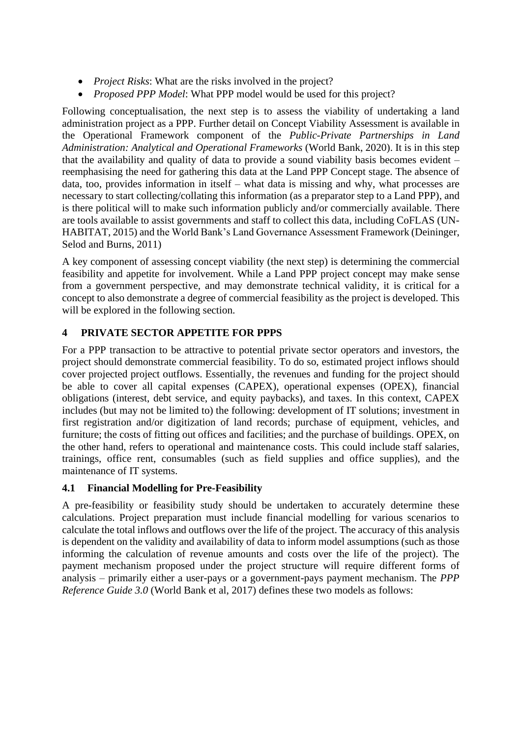- *Project Risks*: What are the risks involved in the project?
- *Proposed PPP Model*: What PPP model would be used for this project?

Following conceptualisation, the next step is to assess the viability of undertaking a land administration project as a PPP. Further detail on Concept Viability Assessment is available in the Operational Framework component of the *Public-Private Partnerships in Land Administration: Analytical and Operational Frameworks* (World Bank, 2020). It is in this step that the availability and quality of data to provide a sound viability basis becomes evident – reemphasising the need for gathering this data at the Land PPP Concept stage. The absence of data, too, provides information in itself – what data is missing and why, what processes are necessary to start collecting/collating this information (as a preparator step to a Land PPP), and is there political will to make such information publicly and/or commercially available. There are tools available to assist governments and staff to collect this data, including CoFLAS (UN-HABITAT, 2015) and the World Bank's Land Governance Assessment Framework (Deininger, Selod and Burns, 2011)

A key component of assessing concept viability (the next step) is determining the commercial feasibility and appetite for involvement. While a Land PPP project concept may make sense from a government perspective, and may demonstrate technical validity, it is critical for a concept to also demonstrate a degree of commercial feasibility as the project is developed. This will be explored in the following section.

## 4 PRIVATE SECTOR APPETITE FOR PPPS

For a PPP transaction to be attractive to potential private sector operators and investors, the project should demonstrate commercial feasibility. To do so, estimated project inflows should cover projected project outflows. Essentially, the revenues and funding for the project should be able to cover all capital expenses (CAPEX), operational expenses (OPEX), financial obligations (interest, debt service, and equity paybacks), and taxes. In this context, CAPEX includes (but may not be limited to) the following: development of IT solutions; investment in first registration and/or digitization of land records; purchase of equipment, vehicles, and furniture; the costs of fitting out offices and facilities; and the purchase of buildings. OPEX, on the other hand, refers to operational and maintenance costs. This could include staff salaries, trainings, office rent, consumables (such as field supplies and office supplies), and the maintenance of IT systems.

### 4.1 Financial Modelling for Pre-Feasibility

A pre-feasibility or feasibility study should be undertaken to accurately determine these calculations. Project preparation must include financial modelling for various scenarios to calculate the total inflows and outflows over the life of the project. The accuracy of this analysis is dependent on the validity and availability of data to inform model assumptions (such as those informing the calculation of revenue amounts and costs over the life of the project). The payment mechanism proposed under the project structure will require different forms of analysis – primarily either a user-pays or a government-pays payment mechanism. The *PPP Reference Guide 3.0* (World Bank et al, 2017) defines these two models as follows: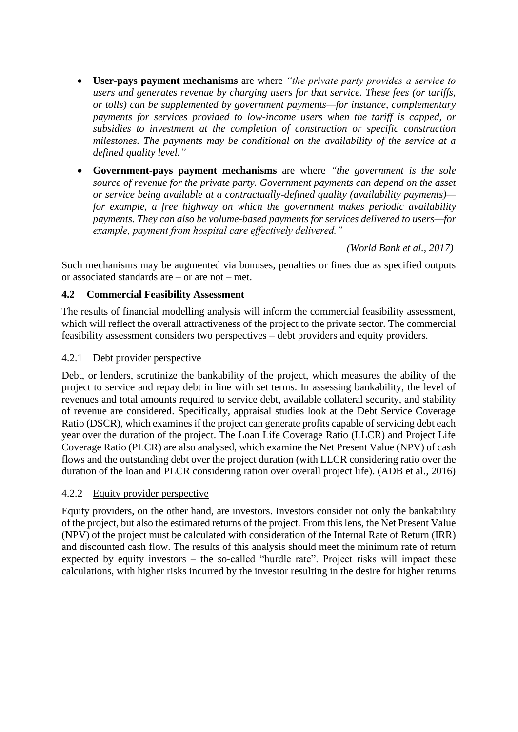- **User-pays payment mechanisms** are where *"the private party provides a service to users and generates revenue by charging users for that service. These fees (or tariffs, or tolls) can be supplemented by government payments—for instance, complementary payments for services provided to low-income users when the tariff is capped, or subsidies to investment at the completion of construction or specific construction milestones. The payments may be conditional on the availability of the service at a defined quality level."*
- **Government-pays payment mechanisms** are where *"the government is the sole source of revenue for the private party. Government payments can depend on the asset or service being available at a contractually-defined quality (availability payments)—for example, a free highway on which the government makes periodic availability payments. They can also be volume-based payments for services delivered to users—for example, payment from hospital care effectively delivered."*

*(World Bank et al., 2017)*

Such mechanisms may be augmented via bonuses, penalties or fines due as specified outputs or associated standards are – or are not – met.

### 4.2 Commercial Feasibility Assessment

The results of financial modelling analysis will inform the commercial feasibility assessment, which will reflect the overall attractiveness of the project to the private sector. The commercial feasibility assessment considers two perspectives – debt providers and equity providers.

#### 4.2.1 Debt provider perspective

Debt, or lenders, scrutinize the bankability of the project, which measures the ability of the project to service and repay debt in line with set terms. In assessing bankability, the level of revenues and total amounts required to service debt, available collateral security, and stability of revenue are considered. Specifically, appraisal studies look at the Debt Service Coverage Ratio (DSCR), which examines if the project can generate profits capable of servicing debt each year over the duration of the project. The Loan Life Coverage Ratio (LLCR) and Project Life Coverage Ratio (PLCR) are also analysed, which examine the Net Present Value (NPV) of cash flows and the outstanding debt over the project duration (with LLCR considering ratio over the duration of the loan and PLCR considering ration over overall project life). (ADB et al., 2016)

#### 4.2.2 Equity provider perspective

Equity providers, on the other hand, are investors. Investors consider not only the bankability of the project, but also the estimated returns of the project. From this lens, the Net Present Value (NPV) of the project must be calculated with consideration of the Internal Rate of Return (IRR) and discounted cash flow. The results of this analysis should meet the minimum rate of return expected by equity investors – the so-called "hurdle rate". Project risks will impact these calculations, with higher risks incurred by the investor resulting in the desire for higher returns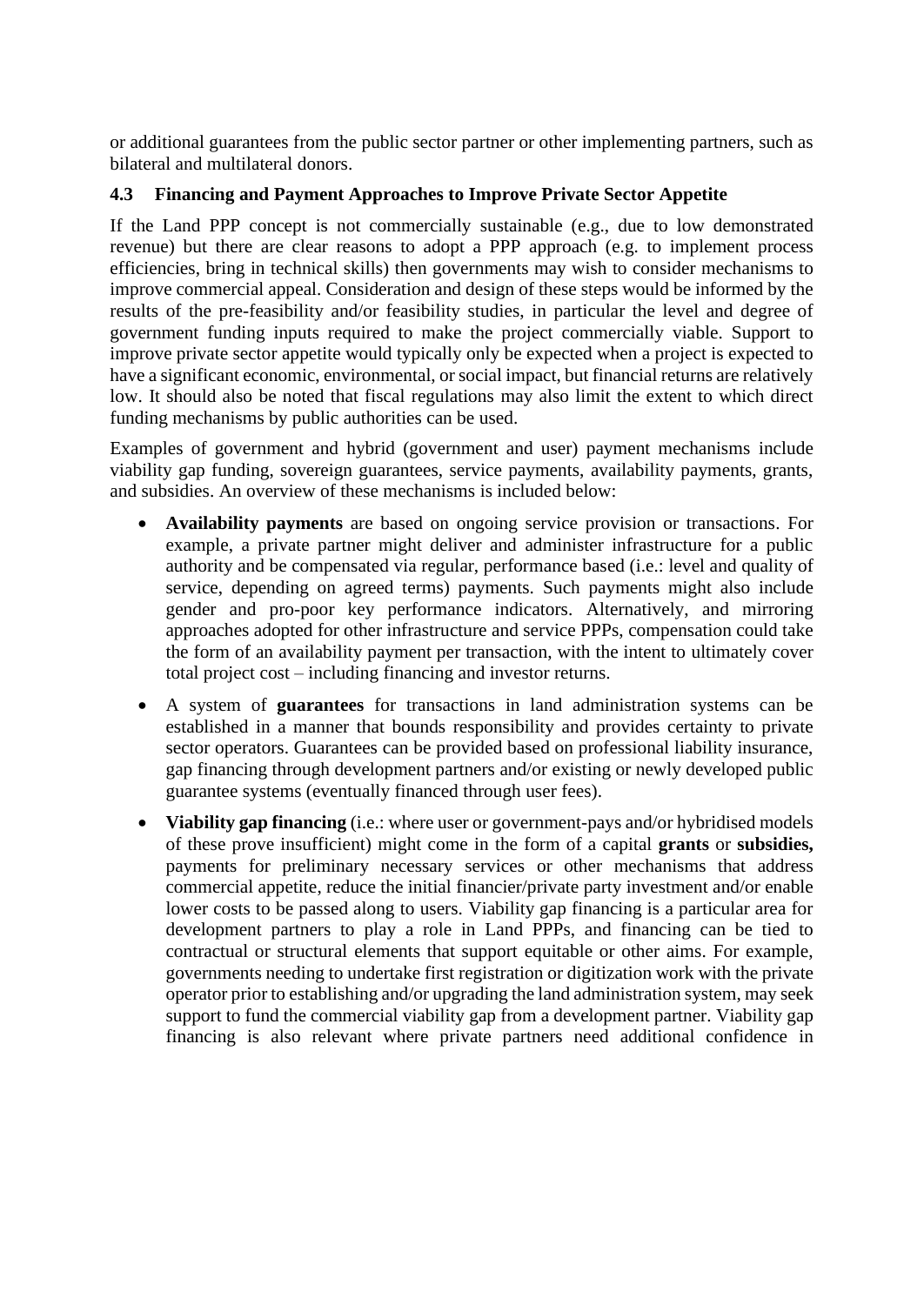or additional guarantees from the public sector partner or other implementing partners, such as bilateral and multilateral donors.

### 4.3 Financing and Payment Approaches to Improve Private Sector Appetite

If the Land PPP concept is not commercially sustainable (e.g., due to low demonstrated revenue) but there are clear reasons to adopt a PPP approach (e.g. to implement process efficiencies, bring in technical skills) then governments may wish to consider mechanisms to improve commercial appeal. Consideration and design of these steps would be informed by the results of the pre-feasibility and/or feasibility studies, in particular the level and degree of government funding inputs required to make the project commercially viable. Support to improve private sector appetite would typically only be expected when a project is expected to have a significant economic, environmental, or social impact, but financial returns are relatively low. It should also be noted that fiscal regulations may also limit the extent to which direct funding mechanisms by public authorities can be used.

Examples of government and hybrid (government and user) payment mechanisms include viability gap funding, sovereign guarantees, service payments, availability payments, grants, and subsidies. An overview of these mechanisms is included below:

- **Availability payments** are based on ongoing service provision or transactions. For example, a private partner might deliver and administer infrastructure for a public authority and be compensated via regular, performance based (i.e.: level and quality of service, depending on agreed terms) payments. Such payments might also include gender and pro-poor key performance indicators. Alternatively, and mirroring approaches adopted for other infrastructure and service PPPs, compensation could take the form of an availability payment per transaction, with the intent to ultimately cover total project cost – including financing and investor returns.
- A system of **guarantees** for transactions in land administration systems can be established in a manner that bounds responsibility and provides certainty to private sector operators. Guarantees can be provided based on professional liability insurance, gap financing through development partners and/or existing or newly developed public guarantee systems (eventually financed through user fees).
- **Viability gap financing** (i.e.: where user or government-pays and/or hybridised models of these prove insufficient) might come in the form of a capital **grants** or **subsidies,** payments for preliminary necessary services or other mechanisms that address commercial appetite, reduce the initial financier/private party investment and/or enable lower costs to be passed along to users. Viability gap financing is a particular area for development partners to play a role in Land PPPs, and financing can be tied to contractual or structural elements that support equitable or other aims. For example, governments needing to undertake first registration or digitization work with the private operator prior to establishing and/or upgrading the land administration system, may seek support to fund the commercial viability gap from a development partner. Viability gap financing is also relevant where private partners need additional confidence in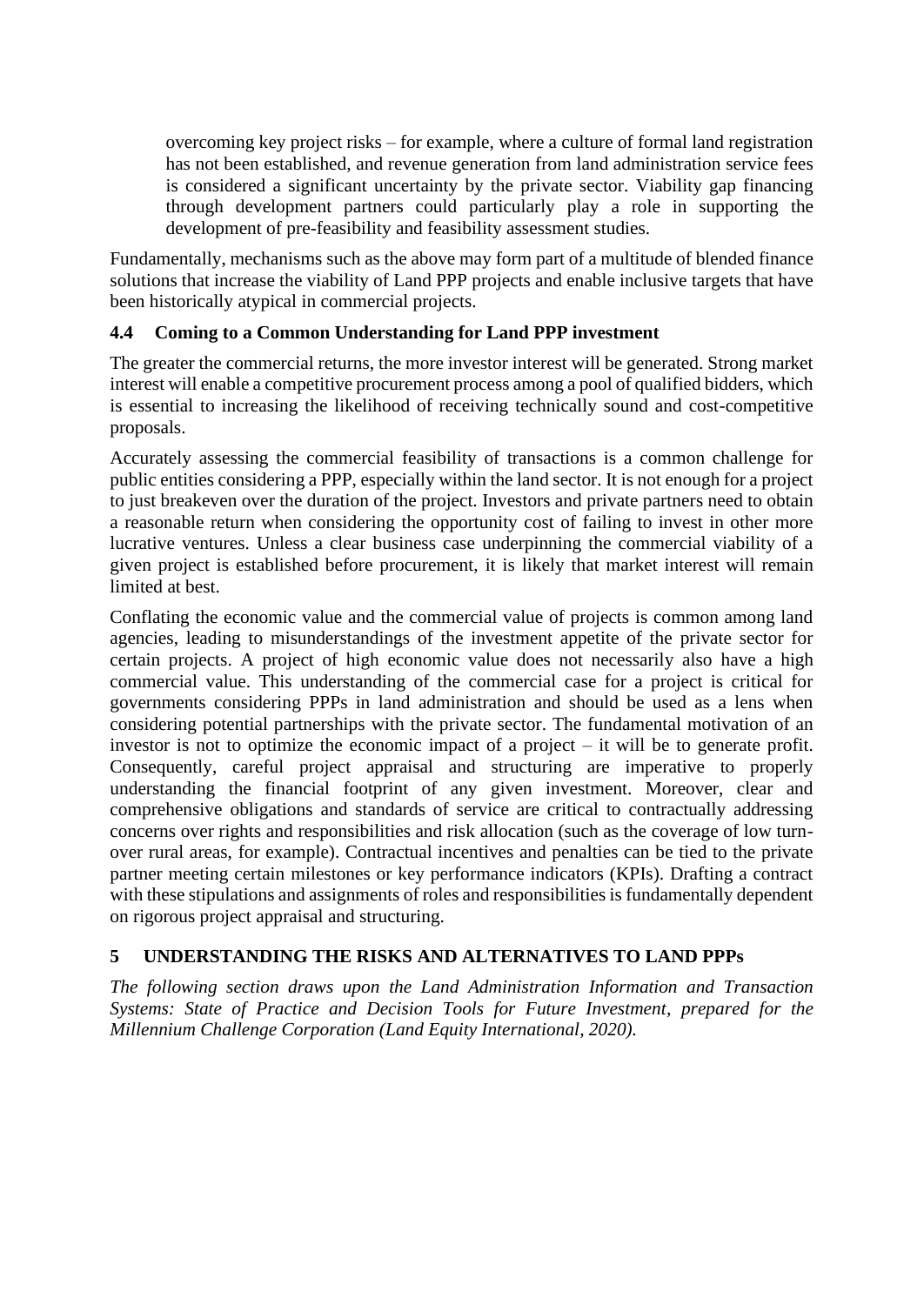overcoming key project risks – for example, where a culture of formal land registration has not been established, and revenue generation from land administration service fees is considered a significant uncertainty by the private sector. Viability gap financing through development partners could particularly play a role in supporting the development of pre-feasibility and feasibility assessment studies.

Fundamentally, mechanisms such as the above may form part of a multitude of blended finance solutions that increase the viability of Land PPP projects and enable inclusive targets that have been historically atypical in commercial projects.

### 4.4 Coming to a Common Understanding for Land PPP investment

The greater the commercial returns, the more investor interest will be generated. Strong market interest will enable a competitive procurement process among a pool of qualified bidders, which is essential to increasing the likelihood of receiving technically sound and cost-competitive proposals.

Accurately assessing the commercial feasibility of transactions is a common challenge for public entities considering a PPP, especially within the land sector. It is not enough for a project to just breakeven over the duration of the project. Investors and private partners need to obtain a reasonable return when considering the opportunity cost of failing to invest in other more lucrative ventures. Unless a clear business case underpinning the commercial viability of a given project is established before procurement, it is likely that market interest will remain limited at best.

Conflating the economic value and the commercial value of projects is common among land agencies, leading to misunderstandings of the investment appetite of the private sector for certain projects. A project of high economic value does not necessarily also have a high commercial value. This understanding of the commercial case for a project is critical for governments considering PPPs in land administration and should be used as a lens when considering potential partnerships with the private sector. The fundamental motivation of an investor is not to optimize the economic impact of a project – it will be to generate profit. Consequently, careful project appraisal and structuring are imperative to properly understanding the financial footprint of any given investment. Moreover, clear and comprehensive obligations and standards of service are critical to contractually addressing concerns over rights and responsibilities and risk allocation (such as the coverage of low turn-over rural areas, for example). Contractual incentives and penalties can be tied to the private partner meeting certain milestones or key performance indicators (KPIs). Drafting a contract with these stipulations and assignments of roles and responsibilities is fundamentally dependent on rigorous project appraisal and structuring.

## 5 UNDERSTANDING THE RISKS AND ALTERNATIVES TO LAND PPPs

*The following section draws upon the Land Administration Information and Transaction Systems: State of Practice and Decision Tools for Future Investment, prepared for the Millennium Challenge Corporation (Land Equity International, 2020).*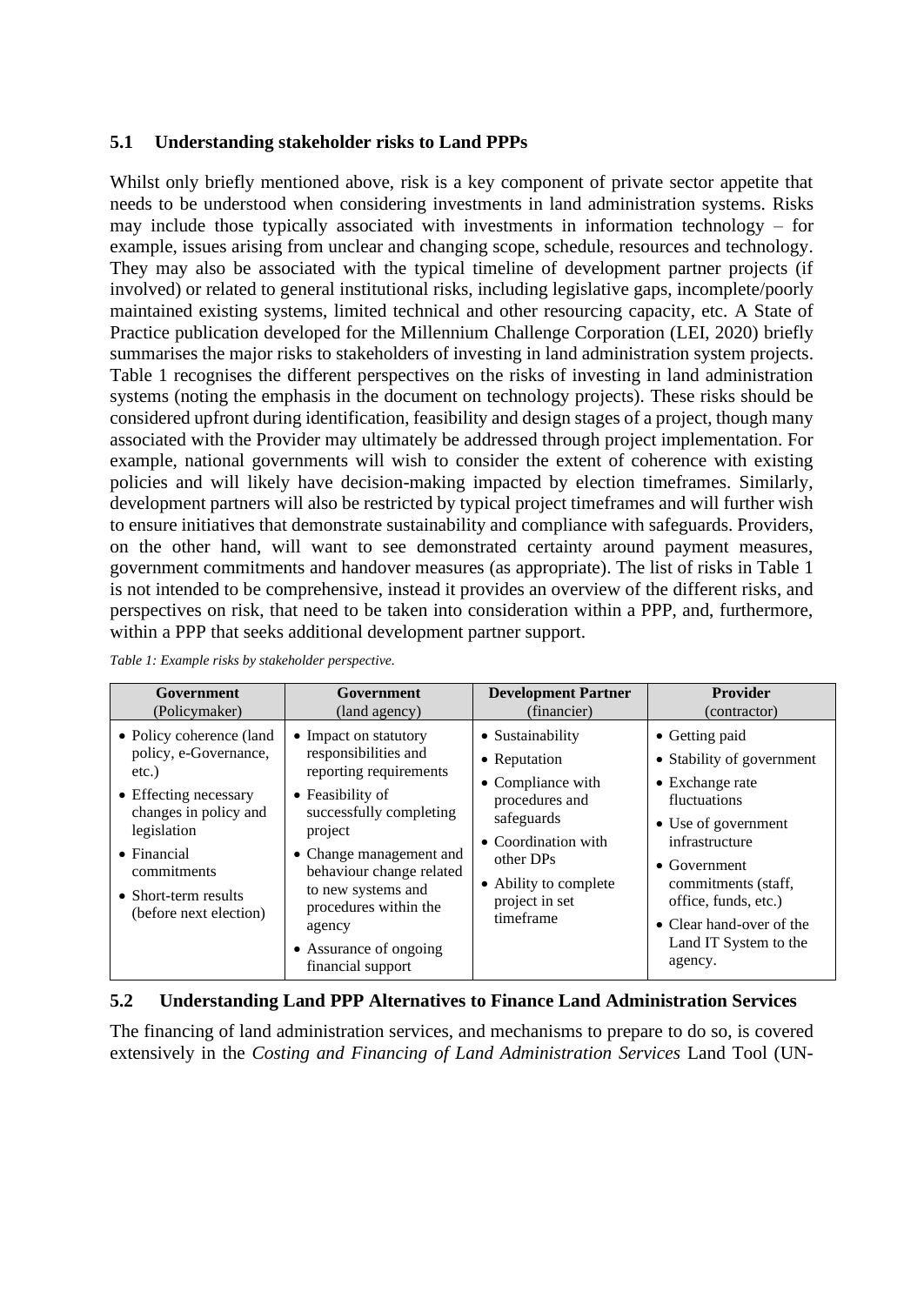### 5.1 Understanding stakeholder risks to Land PPPs

Whilst only briefly mentioned above, risk is a key component of private sector appetite that needs to be understood when considering investments in land administration systems. Risks may include those typically associated with investments in information technology – for example, issues arising from unclear and changing scope, schedule, resources and technology. They may also be associated with the typical timeline of development partner projects (if involved) or related to general institutional risks, including legislative gaps, incomplete/poorly maintained existing systems, limited technical and other resourcing capacity, etc. A State of Practice publication developed for the Millennium Challenge Corporation (LEI, 2020) briefly summarises the major risks to stakeholders of investing in land administration system projects. Table 1 recognises the different perspectives on the risks of investing in land administration systems (noting the emphasis in the document on technology projects). These risks should be considered upfront during identification, feasibility and design stages of a project, though many associated with the Provider may ultimately be addressed through project implementation. For example, national governments will wish to consider the extent of coherence with existing policies and will likely have decision-making impacted by election timeframes. Similarly, development partners will also be restricted by typical project timeframes and will further wish to ensure initiatives that demonstrate sustainability and compliance with safeguards. Providers, on the other hand, will want to see demonstrated certainty around payment measures, government commitments and handover measures (as appropriate). The list of risks in Table 1 is not intended to be comprehensive, instead it provides an overview of the different risks, and perspectives on risk, that need to be taken into consideration within a PPP, and, furthermore, within a PPP that seeks additional development partner support.

*Table 1: Example risks by stakeholder perspective.*

| **Government** (Policymaker) | **Government** (land agency) | **Development Partner** (financier) | **Provider** (contractor) |
|---|---|---|---|
| • Policy coherence (land policy, e-Governance, etc.)<br>• Effecting necessary changes in policy and legislation<br>• Financial commitments<br>• Short-term results (before next election) | • Impact on statutory responsibilities and reporting requirements<br>• Feasibility of successfully completing project<br>• Change management and behaviour change related to new systems and procedures within the agency<br>• Assurance of ongoing financial support | • Sustainability<br>• Reputation<br>• Compliance with procedures and safeguards<br>• Coordination with other DPs<br>• Ability to complete project in set timeframe | • Getting paid<br>• Stability of government<br>• Exchange rate fluctuations<br>• Use of government infrastructure<br>• Government commitments (staff, office, funds, etc.)<br>• Clear hand-over of the Land IT System to the agency. |

### 5.2 Understanding Land PPP Alternatives to Finance Land Administration Services

The financing of land administration services, and mechanisms to prepare to do so, is covered extensively in the *Costing and Financing of Land Administration Services* Land Tool (UN-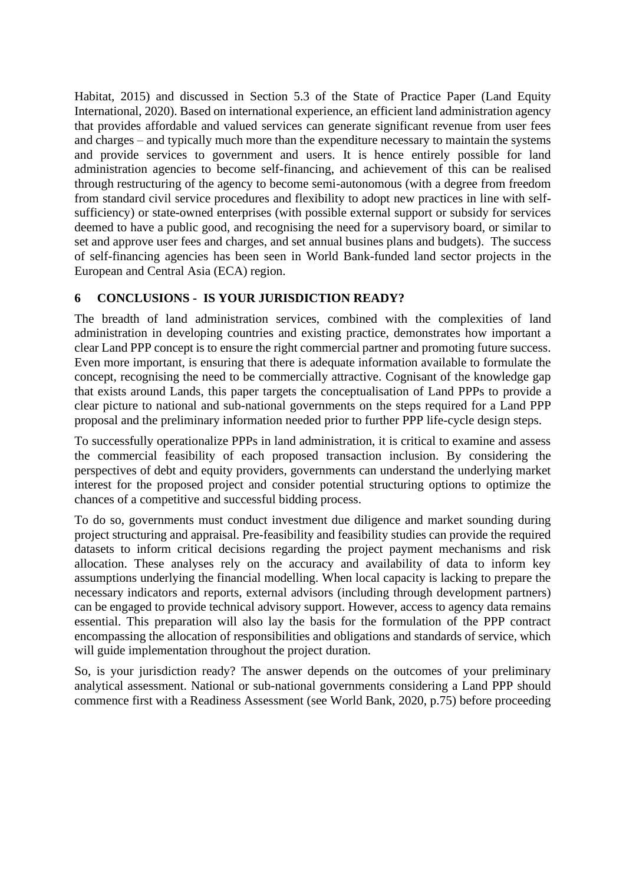Habitat, 2015) and discussed in Section 5.3 of the State of Practice Paper (Land Equity International, 2020). Based on international experience, an efficient land administration agency that provides affordable and valued services can generate significant revenue from user fees and charges – and typically much more than the expenditure necessary to maintain the systems and provide services to government and users. It is hence entirely possible for land administration agencies to become self-financing, and achievement of this can be realised through restructuring of the agency to become semi-autonomous (with a degree from freedom from standard civil service procedures and flexibility to adopt new practices in line with self-sufficiency) or state-owned enterprises (with possible external support or subsidy for services deemed to have a public good, and recognising the need for a supervisory board, or similar to set and approve user fees and charges, and set annual busines plans and budgets). The success of self-financing agencies has been seen in World Bank-funded land sector projects in the European and Central Asia (ECA) region.

## 6 CONCLUSIONS - IS YOUR JURISDICTION READY?

The breadth of land administration services, combined with the complexities of land administration in developing countries and existing practice, demonstrates how important a clear Land PPP concept is to ensure the right commercial partner and promoting future success. Even more important, is ensuring that there is adequate information available to formulate the concept, recognising the need to be commercially attractive. Cognisant of the knowledge gap that exists around Lands, this paper targets the conceptualisation of Land PPPs to provide a clear picture to national and sub-national governments on the steps required for a Land PPP proposal and the preliminary information needed prior to further PPP life-cycle design steps.

To successfully operationalize PPPs in land administration, it is critical to examine and assess the commercial feasibility of each proposed transaction inclusion. By considering the perspectives of debt and equity providers, governments can understand the underlying market interest for the proposed project and consider potential structuring options to optimize the chances of a competitive and successful bidding process.

To do so, governments must conduct investment due diligence and market sounding during project structuring and appraisal. Pre-feasibility and feasibility studies can provide the required datasets to inform critical decisions regarding the project payment mechanisms and risk allocation. These analyses rely on the accuracy and availability of data to inform key assumptions underlying the financial modelling. When local capacity is lacking to prepare the necessary indicators and reports, external advisors (including through development partners) can be engaged to provide technical advisory support. However, access to agency data remains essential. This preparation will also lay the basis for the formulation of the PPP contract encompassing the allocation of responsibilities and obligations and standards of service, which will guide implementation throughout the project duration.

So, is your jurisdiction ready? The answer depends on the outcomes of your preliminary analytical assessment. National or sub-national governments considering a Land PPP should commence first with a Readiness Assessment (see World Bank, 2020, p.75) before proceeding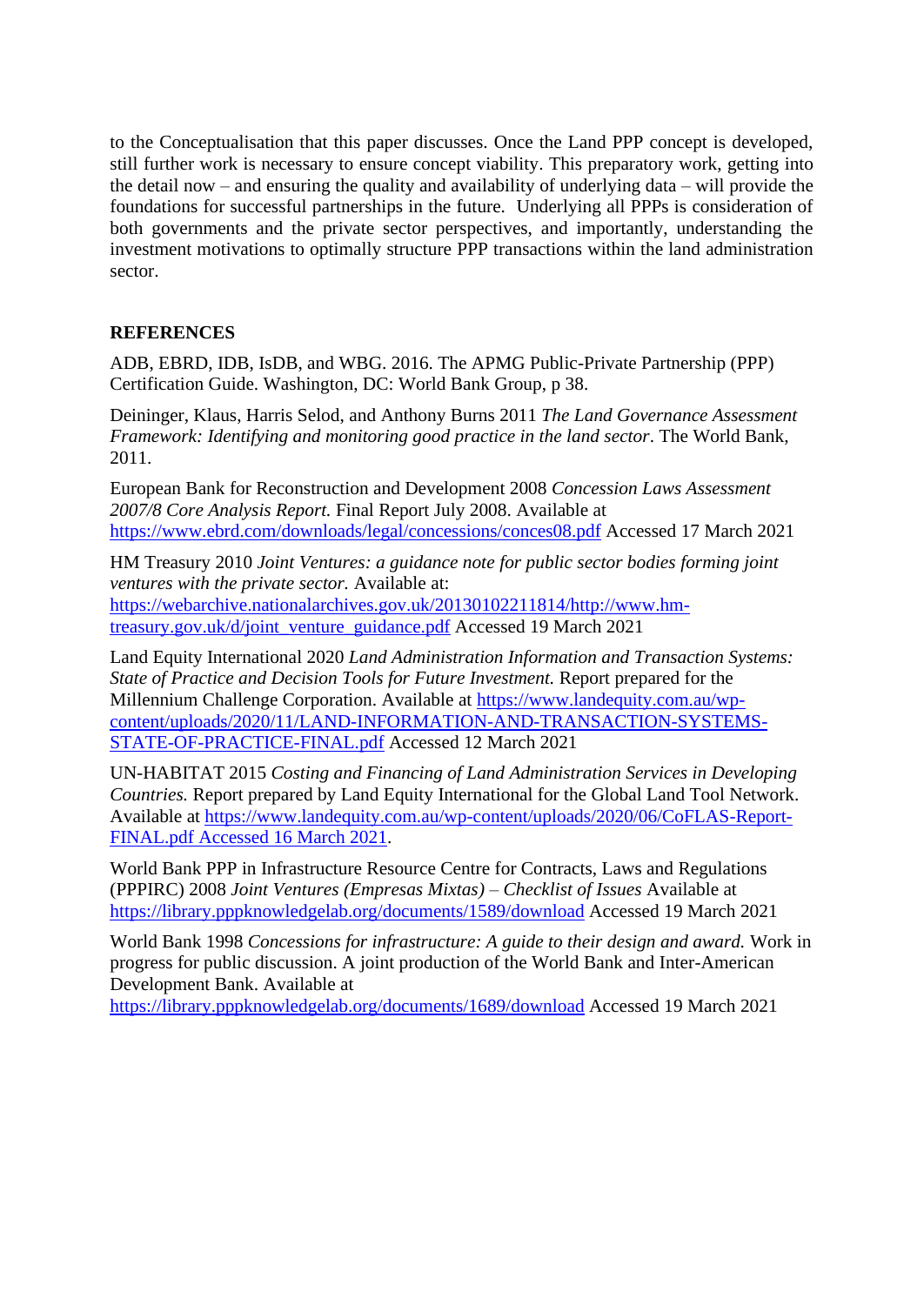to the Conceptualisation that this paper discusses. Once the Land PPP concept is developed, still further work is necessary to ensure concept viability. This preparatory work, getting into the detail now – and ensuring the quality and availability of underlying data – will provide the foundations for successful partnerships in the future. Underlying all PPPs is consideration of both governments and the private sector perspectives, and importantly, understanding the investment motivations to optimally structure PPP transactions within the land administration sector.

## REFERENCES

ADB, EBRD, IDB, IsDB, and WBG. 2016. The APMG Public-Private Partnership (PPP) Certification Guide. Washington, DC: World Bank Group, p 38.

Deininger, Klaus, Harris Selod, and Anthony Burns 2011 *The Land Governance Assessment Framework: Identifying and monitoring good practice in the land sector*. The World Bank, 2011.

European Bank for Reconstruction and Development 2008 *Concession Laws Assessment 2007/8 Core Analysis Report.* Final Report July 2008. Available at https://www.ebrd.com/downloads/legal/concessions/conces08.pdf Accessed 17 March 2021

HM Treasury 2010 *Joint Ventures: a guidance note for public sector bodies forming joint ventures with the private sector.* Available at: https://webarchive.nationalarchives.gov.uk/20130102211814/http://www.hm-treasury.gov.uk/d/joint_venture_guidance.pdf Accessed 19 March 2021

Land Equity International 2020 *Land Administration Information and Transaction Systems: State of Practice and Decision Tools for Future Investment.* Report prepared for the Millennium Challenge Corporation. Available at https://www.landequity.com.au/wp-content/uploads/2020/11/LAND-INFORMATION-AND-TRANSACTION-SYSTEMS-STATE-OF-PRACTICE-FINAL.pdf Accessed 12 March 2021

UN-HABITAT 2015 *Costing and Financing of Land Administration Services in Developing Countries.* Report prepared by Land Equity International for the Global Land Tool Network. Available at https://www.landequity.com.au/wp-content/uploads/2020/06/CoFLAS-Report-FINAL.pdf Accessed 16 March 2021.

World Bank PPP in Infrastructure Resource Centre for Contracts, Laws and Regulations (PPPIRC) 2008 *Joint Ventures (Empresas Mixtas) – Checklist of Issues* Available at https://library.pppknowledgelab.org/documents/1589/download Accessed 19 March 2021

World Bank 1998 *Concessions for infrastructure: A guide to their design and award.* Work in progress for public discussion. A joint production of the World Bank and Inter-American Development Bank. Available at https://library.pppknowledgelab.org/documents/1689/download Accessed 19 March 2021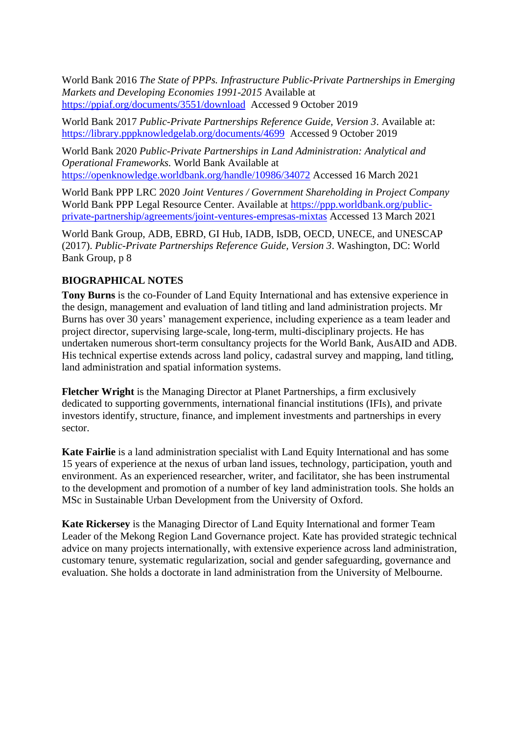World Bank 2016 *The State of PPPs. Infrastructure Public-Private Partnerships in Emerging Markets and Developing Economies 1991-2015* Available at https://ppiaf.org/documents/3551/download Accessed 9 October 2019

World Bank 2017 *Public-Private Partnerships Reference Guide, Version 3*. Available at: https://library.pppknowledgelab.org/documents/4699 Accessed 9 October 2019

World Bank 2020 *Public-Private Partnerships in Land Administration: Analytical and Operational Frameworks.* World Bank Available at https://openknowledge.worldbank.org/handle/10986/34072 Accessed 16 March 2021

World Bank PPP LRC 2020 *Joint Ventures / Government Shareholding in Project Company* World Bank PPP Legal Resource Center. Available at https://ppp.worldbank.org/public-private-partnership/agreements/joint-ventures-empresas-mixtas Accessed 13 March 2021

World Bank Group, ADB, EBRD, GI Hub, IADB, IsDB, OECD, UNECE, and UNESCAP (2017). *Public-Private Partnerships Reference Guide, Version 3*. Washington, DC: World Bank Group, p 8

## BIOGRAPHICAL NOTES

**Tony Burns** is the co-Founder of Land Equity International and has extensive experience in the design, management and evaluation of land titling and land administration projects. Mr Burns has over 30 years' management experience, including experience as a team leader and project director, supervising large-scale, long-term, multi-disciplinary projects. He has undertaken numerous short-term consultancy projects for the World Bank, AusAID and ADB. His technical expertise extends across land policy, cadastral survey and mapping, land titling, land administration and spatial information systems.

**Fletcher Wright** is the Managing Director at Planet Partnerships, a firm exclusively dedicated to supporting governments, international financial institutions (IFIs), and private investors identify, structure, finance, and implement investments and partnerships in every sector.

**Kate Fairlie** is a land administration specialist with Land Equity International and has some 15 years of experience at the nexus of urban land issues, technology, participation, youth and environment. As an experienced researcher, writer, and facilitator, she has been instrumental to the development and promotion of a number of key land administration tools. She holds an MSc in Sustainable Urban Development from the University of Oxford.

**Kate Rickersey** is the Managing Director of Land Equity International and former Team Leader of the Mekong Region Land Governance project. Kate has provided strategic technical advice on many projects internationally, with extensive experience across land administration, customary tenure, systematic regularization, social and gender safeguarding, governance and evaluation. She holds a doctorate in land administration from the University of Melbourne.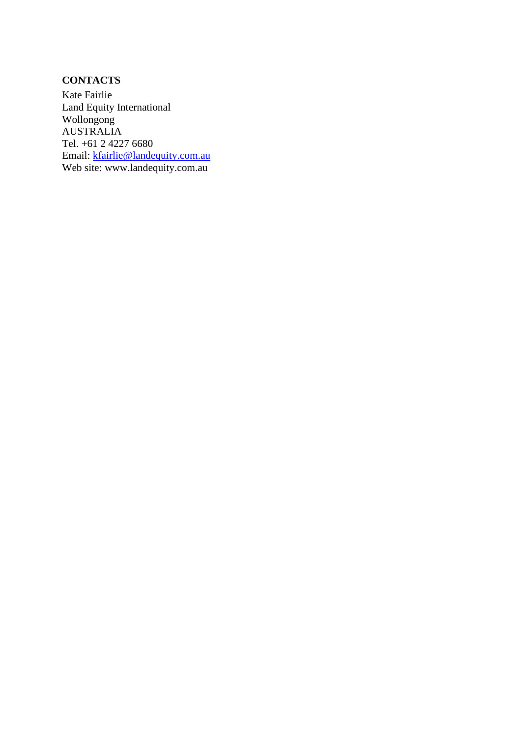**CONTACTS**

Kate Fairlie
Land Equity International
Wollongong
AUSTRALIA
Tel. +61 2 4227 6680
Email: kfairlie@landequity.com.au
Web site: www.landequity.com.au